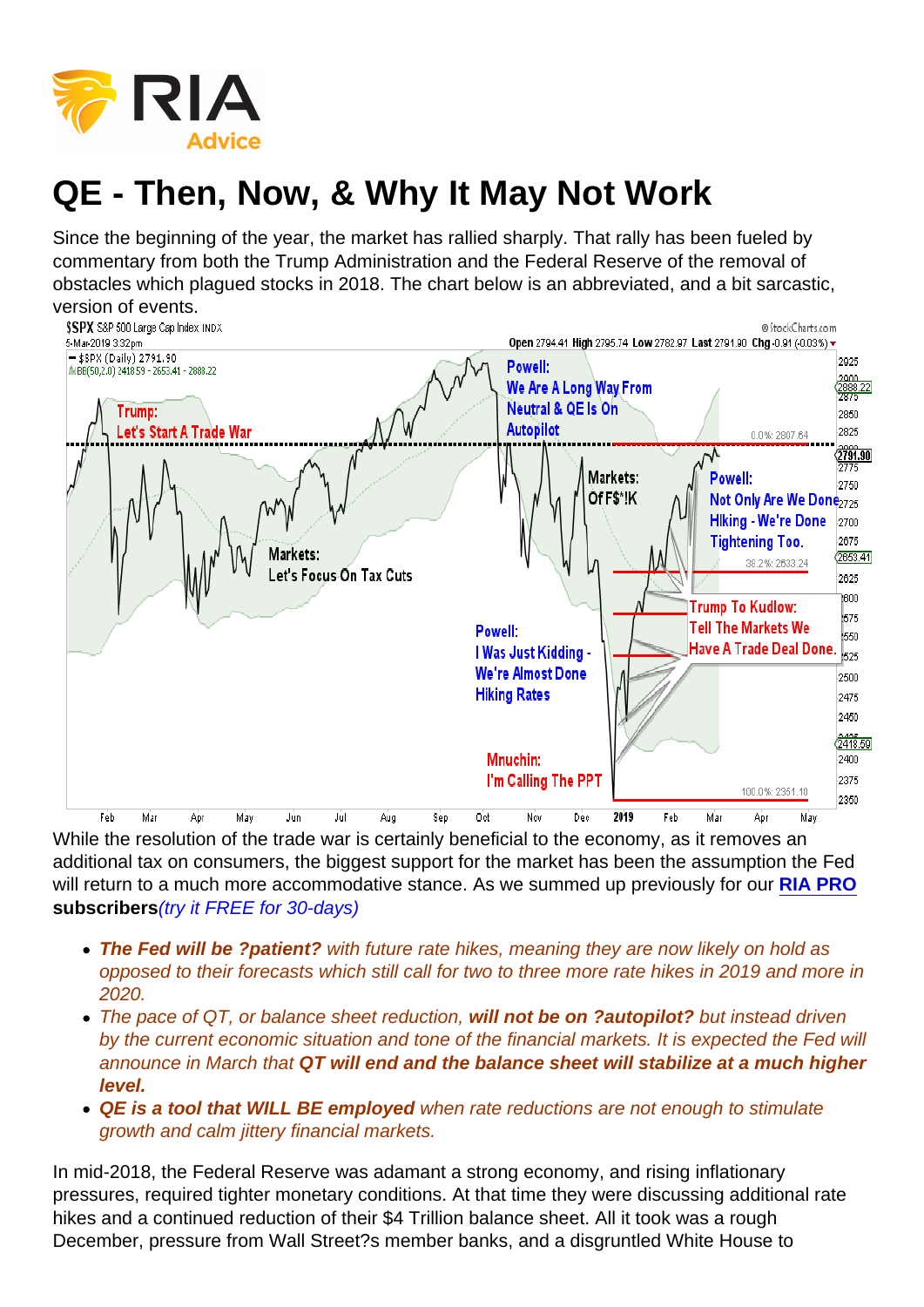# QE - Then, Now, & Why It May Not Work

Since the beginning of the year, the market has rallied sharply. That rally has been fueled by commentary from both the Trump Administration and the Federal Reserve of the removal of obstacles which plagued stocks in 2018. The chart below is an abbreviated, and a bit sarcastic, version of events.

While the resolution of the trade war is certainly beneficial to the economy, as it removes an additional tax on consumers, the biggest support for the market has been the assumption the Fed will return to a much more accommodative stance. As we summed up previously for our **RIA PRO subscribers***(try it FREE for 30-days)*

- ***The Fed will be ?patient?*** *with future rate hikes, meaning they are now likely on hold as opposed to their forecasts which still call for two to three more rate hikes in 2019 and more in 2020.*
- *The pace of QT, or balance sheet reduction,* ***will not be on ?autopilot?*** *but instead driven by the current economic situation and tone of the financial markets. It is expected the Fed will announce in March that* ***QT will end and the balance sheet will stabilize at a much higher level.***
- ***QE is a tool that WILL BE employed*** *when rate reductions are not enough to stimulate growth and calm jittery financial markets.*

In mid-2018, the Federal Reserve was adamant a strong economy, and rising inflationary pressures, required tighter monetary conditions. At that time they were discussing additional rate hikes and a continued reduction of their $4 Trillion balance sheet. All it took was a rough December, pressure from Wall Street?s member banks, and a disgruntled White House to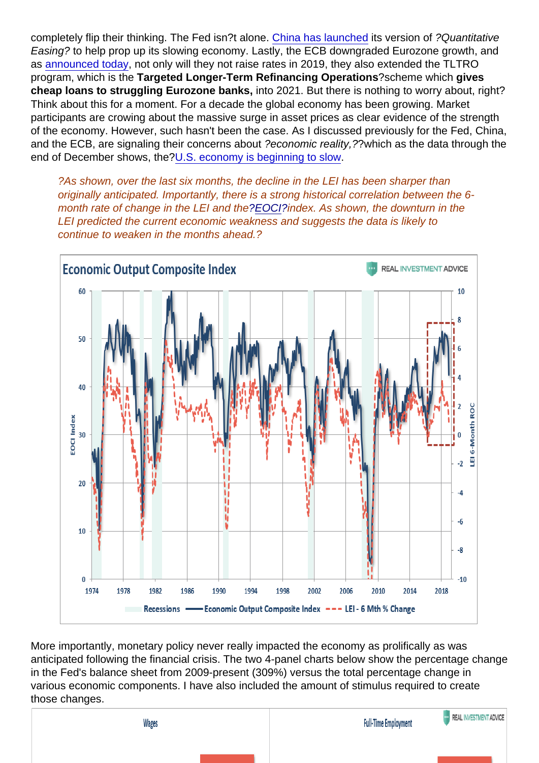completely flip their thinking. The Fed isn?t alone. China has launched its version of *?Quantitative Easing?* to help prop up its slowing economy. Lastly, the ECB downgraded Eurozone growth, and as announced today, not only will they not raise rates in 2019, they also extended the TLTRO program, which is the **Targeted Longer-Term Refinancing Operations**?scheme which **gives cheap loans to struggling Eurozone banks,** into 2021. But there is nothing to worry about, right? Think about this for a moment. For a decade the global economy has been growing. Market participants are crowing about the massive surge in asset prices as clear evidence of the strength of the economy. However, such hasn't been the case. As I discussed previously for the Fed, China, and the ECB, are signaling their concerns about *?economic reality,?*?which as the data through the end of December shows, the?U.S. economy is beginning to slow.

> *?As shown, over the last six months, the decline in the LEI has been sharper than originally anticipated. Importantly, there is a strong historical correlation between the 6-month rate of change in the LEI and the?EOCI?index. As shown, the downturn in the LEI predicted the current economic weakness and suggests the data is likely to continue to weaken in the months ahead.?*

More importantly, monetary policy never really impacted the economy as prolifically as was anticipated following the financial crisis. The two 4-panel charts below show the percentage change in the Fed's balance sheet from 2009-present (309%) versus the total percentage change in various economic components. I have also included the amount of stimulus required to create those changes.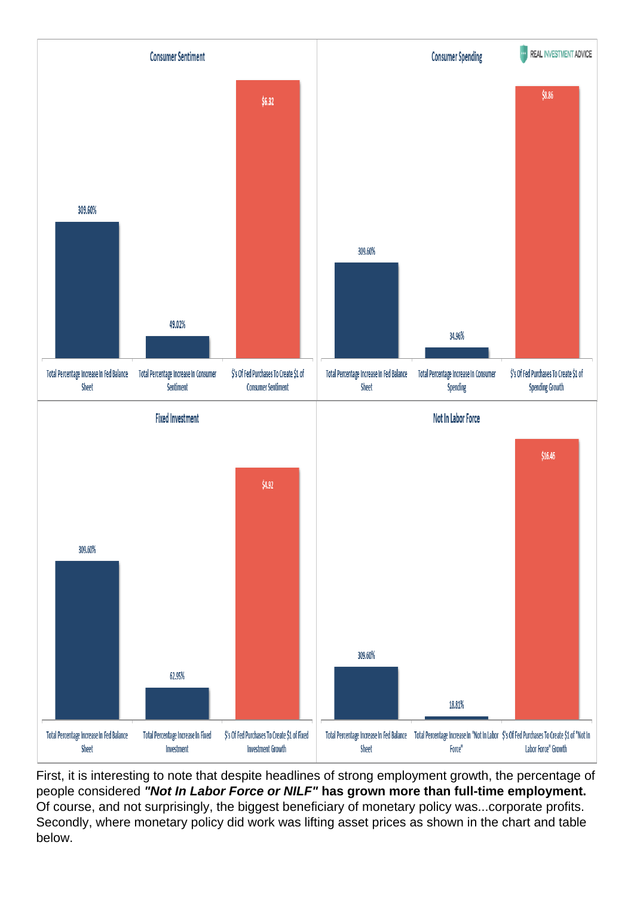First, it is interesting to note that despite headlines of strong employment growth, the percentage of people considered ***"Not In Labor Force or NILF"*** **has grown more than full-time employment.** Of course, and not surprisingly, the biggest beneficiary of monetary policy was...corporate profits. Secondly, where monetary policy did work was lifting asset prices as shown in the chart and table below.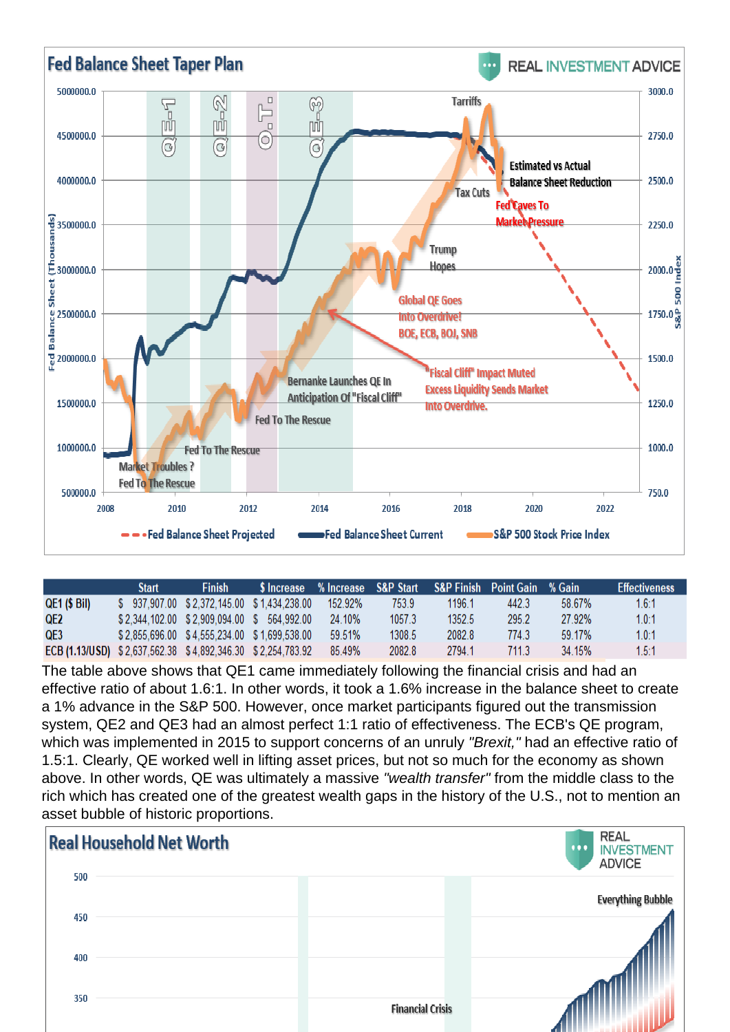| | Start | Finish | $ Increase | % Increase | S&P Start | S&P Finish | Point Gain | % Gain | Effectiveness |
|---|---|---|---|---|---|---|---|---|---|
| QE1 ($ Bil) | $ 937,907.00 | $ 2,372,145.00 | $ 1,434,238.00 | 152.92% | 753.9 | 1196.1 | 442.3 | 58.67% | 1.6:1 |
| QE2 | $ 2,344,102.00 | $ 2,909,094.00 | $ 564,992.00 | 24.10% | 1057.3 | 1352.5 | 295.2 | 27.92% | 1.0:1 |
| QE3 | $ 2,855,696.00 | $ 4,555,234.00 | $ 1,699,538.00 | 59.51% | 1308.5 | 2082.8 | 774.3 | 59.17% | 1.0:1 |
| ECB (1.13/USD) | $ 2,637,562.38 | $ 4,892,346.30 | $ 2,254,783.92 | 85.49% | 2082.8 | 2794.1 | 711.3 | 34.15% | 1.5:1 |

The table above shows that QE1 came immediately following the financial crisis and had an effective ratio of about 1.6:1. In other words, it took a 1.6% increase in the balance sheet to create a 1% advance in the S&P 500. However, once market participants figured out the transmission system, QE2 and QE3 had an almost perfect 1:1 ratio of effectiveness. The ECB's QE program, which was implemented in 2015 to support concerns of an unruly *"Brexit,"* had an effective ratio of 1.5:1. Clearly, QE worked well in lifting asset prices, but not so much for the economy as shown above. In other words, QE was ultimately a massive *"wealth transfer"* from the middle class to the rich which has created one of the greatest wealth gaps in the history of the U.S., not to mention an asset bubble of historic proportions.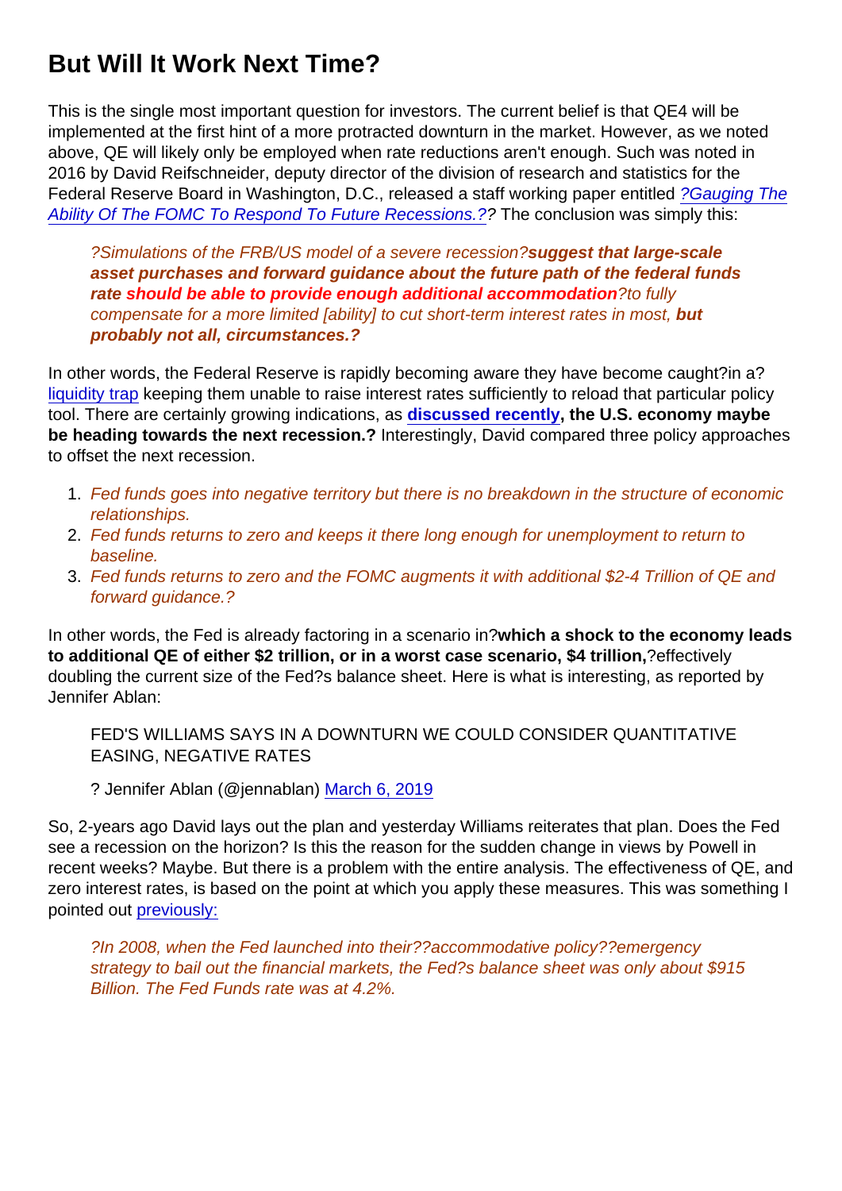# But Will It Work Next Time?

This is the single most important question for investors. The current belief is that QE4 will be implemented at the first hint of a more protracted downturn in the market. However, as we noted above, QE will likely only be employed when rate reductions aren't enough. Such was noted in 2016 by David Reifschneider, deputy director of the division of research and statistics for the Federal Reserve Board in Washington, D.C., released a staff working paper entitled ?Gauging The Ability Of The FOMC To Respond To Future Recessions.?? The conclusion was simply this:

> *?Simulations of the FRB/US model of a severe recession?* ***suggest that large-scale asset purchases and forward guidance about the future path of the federal funds rate should be able to provide enough additional accommodation*** *?to fully compensate for a more limited [ability] to cut short-term interest rates in most,* ***but probably not all, circumstances.?***

In other words, the Federal Reserve is rapidly becoming aware they have become caught?in a? liquidity trap keeping them unable to raise interest rates sufficiently to reload that particular policy tool. There are certainly growing indications, as **discussed recently, the U.S. economy maybe be heading towards the next recession.?** Interestingly, David compared three policy approaches to offset the next recession.

1. *Fed funds goes into negative territory but there is no breakdown in the structure of economic relationships.*
2. *Fed funds returns to zero and keeps it there long enough for unemployment to return to baseline.*
3. *Fed funds returns to zero and the FOMC augments it with additional $2-4 Trillion of QE and forward guidance.?*

In other words, the Fed is already factoring in a scenario in?**which a shock to the economy leads to additional QE of either $2 trillion, or in a worst case scenario, $4 trillion,**?effectively doubling the current size of the Fed?s balance sheet. Here is what is interesting, as reported by Jennifer Ablan:

> FED'S WILLIAMS SAYS IN A DOWNTURN WE COULD CONSIDER QUANTITATIVE EASING, NEGATIVE RATES
>
> ? Jennifer Ablan (@jennablan) March 6, 2019

So, 2-years ago David lays out the plan and yesterday Williams reiterates that plan. Does the Fed see a recession on the horizon? Is this the reason for the sudden change in views by Powell in recent weeks? Maybe. But there is a problem with the entire analysis. The effectiveness of QE, and zero interest rates, is based on the point at which you apply these measures. This was something I pointed out previously:

> *?In 2008, when the Fed launched into their??accommodative policy??emergency strategy to bail out the financial markets, the Fed?s balance sheet was only about $915 Billion. The Fed Funds rate was at 4.2%.*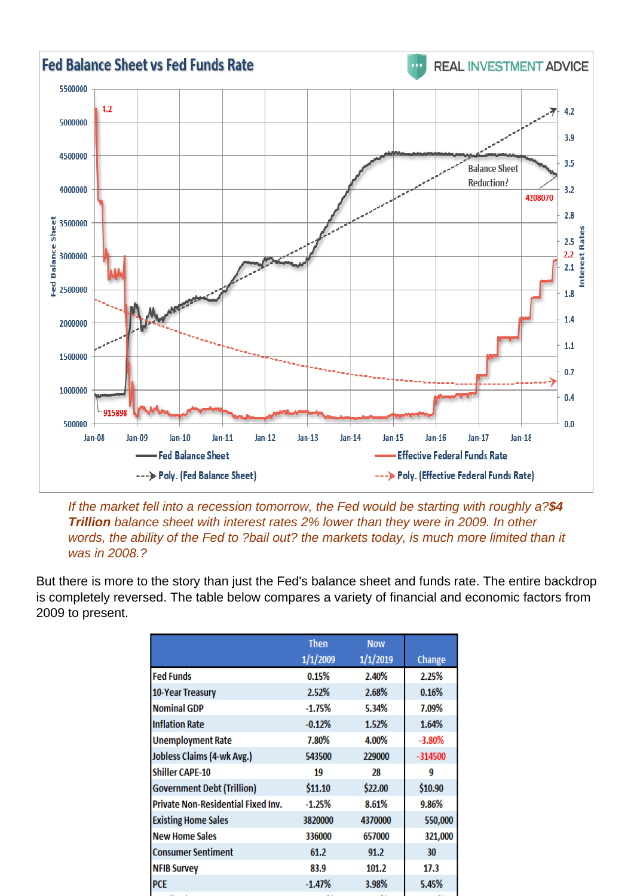**Fed Balance Sheet vs Fed Funds Rate**

*If the market fell into a recession tomorrow, the Fed would be starting with roughly a?**$4 Trillion** balance sheet with interest rates 2% lower than they were in 2009. In other words, the ability of the Fed to ?bail out? the markets today, is much more limited than it was in 2008.?*

But there is more to the story than just the Fed's balance sheet and funds rate. The entire backdrop is completely reversed. The table below compares a variety of financial and economic factors from 2009 to present.

| | Then 1/1/2009 | Now 1/1/2019 | Change |
|---|---|---|---|
| Fed Funds | 0.15% | 2.40% | 2.25% |
| 10-Year Treasury | 2.52% | 2.68% | 0.16% |
| Nominal GDP | -1.75% | 5.34% | 7.09% |
| Inflation Rate | -0.12% | 1.52% | 1.64% |
| Unemployment Rate | 7.80% | 4.00% | -3.80% |
| Jobless Claims (4-wk Avg.) | 543500 | 229000 | -314500 |
| Shiller CAPE-10 | 19 | 28 | 9 |
| Government Debt (Trillion) | $11.10 | $22.00 | $10.90 |
| Private Non-Residential Fixed Inv. | -1.25% | 8.61% | 9.86% |
| Existing Home Sales | 3820000 | 4370000 | 550,000 |
| New Home Sales | 336000 | 657000 | 321,000 |
| Consumer Sentiment | 61.2 | 91.2 | 30 |
| NFIB Survey | 83.9 | 101.2 | 17.3 |
| PCE | -1.47% | 3.98% | 5.45% |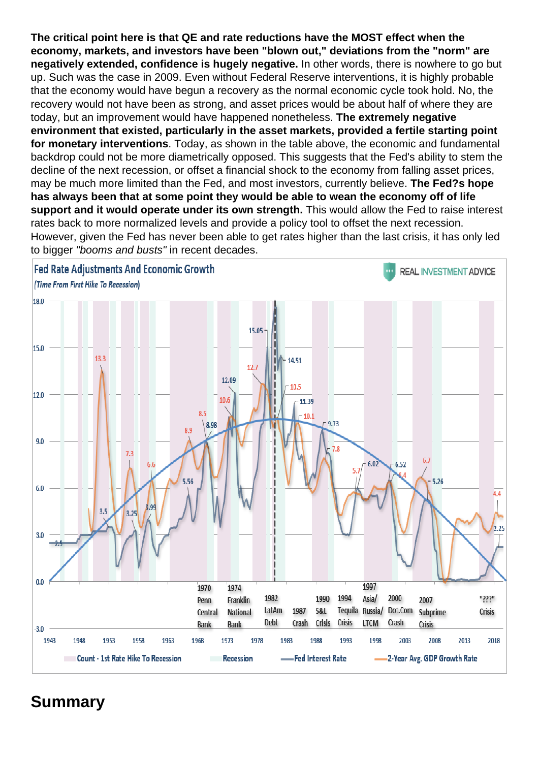**The critical point here is that QE and rate reductions have the MOST effect when the economy, markets, and investors have been "blown out," deviations from the "norm" are negatively extended, confidence is hugely negative.** In other words, there is nowhere to go but up. Such was the case in 2009. Even without Federal Reserve interventions, it is highly probable that the economy would have begun a recovery as the normal economic cycle took hold. No, the recovery would not have been as strong, and asset prices would be about half of where they are today, but an improvement would have happened nonetheless. **The extremely negative environment that existed, particularly in the asset markets, provided a fertile starting point for monetary interventions**. Today, as shown in the table above, the economic and fundamental backdrop could not be more diametrically opposed. This suggests that the Fed's ability to stem the decline of the next recession, or offset a financial shock to the economy from falling asset prices, may be much more limited than the Fed, and most investors, currently believe. **The Fed?s hope has always been that at some point they would be able to wean the economy off of life support and it would operate under its own strength.** This would allow the Fed to raise interest rates back to more normalized levels and provide a policy tool to offset the next recession. However, given the Fed has never been able to get rates higher than the last crisis, it has only led to bigger *"booms and busts"* in recent decades.

## Summary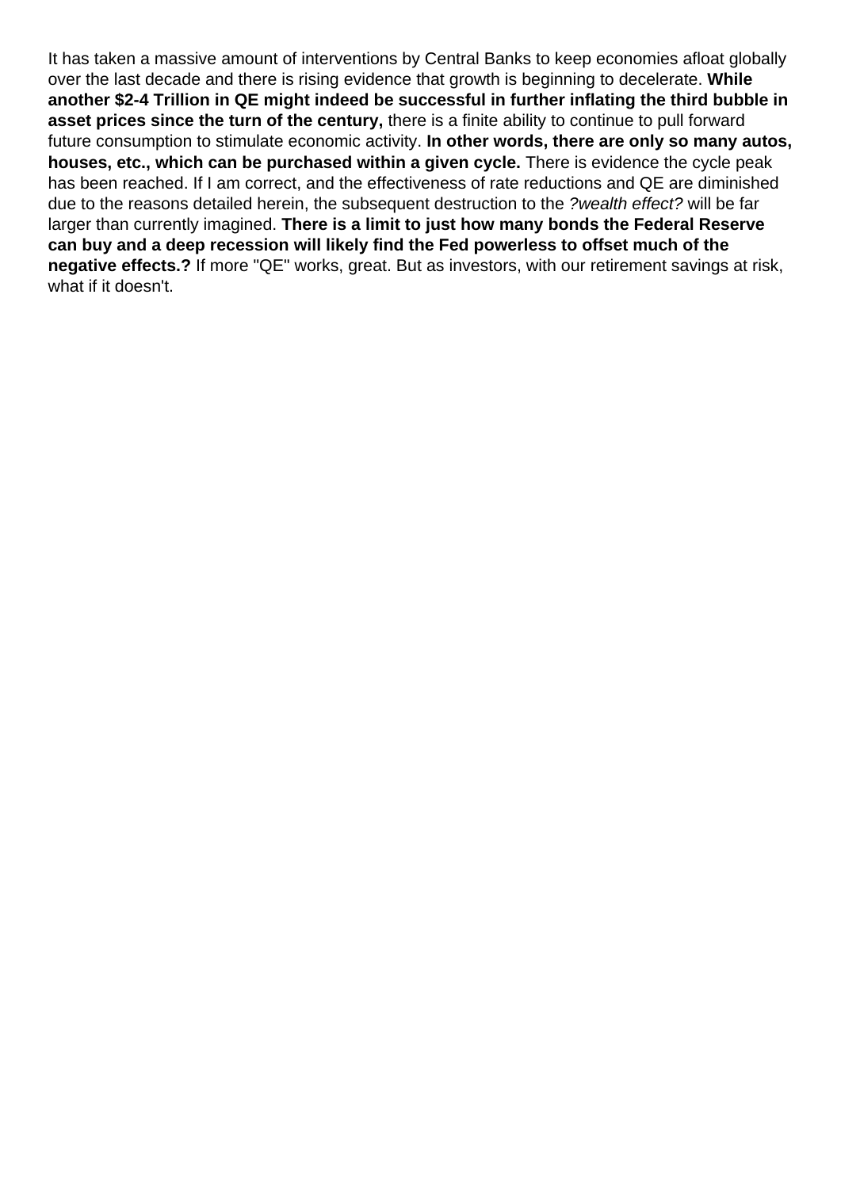It has taken a massive amount of interventions by Central Banks to keep economies afloat globally over the last decade and there is rising evidence that growth is beginning to decelerate. **While another $2-4 Trillion in QE might indeed be successful in further inflating the third bubble in asset prices since the turn of the century,** there is a finite ability to continue to pull forward future consumption to stimulate economic activity. **In other words, there are only so many autos, houses, etc., which can be purchased within a given cycle.** There is evidence the cycle peak has been reached. If I am correct, and the effectiveness of rate reductions and QE are diminished due to the reasons detailed herein, the subsequent destruction to the *?wealth effect?* will be far larger than currently imagined. **There is a limit to just how many bonds the Federal Reserve can buy and a deep recession will likely find the Fed powerless to offset much of the negative effects.?** If more "QE" works, great. But as investors, with our retirement savings at risk, what if it doesn't.